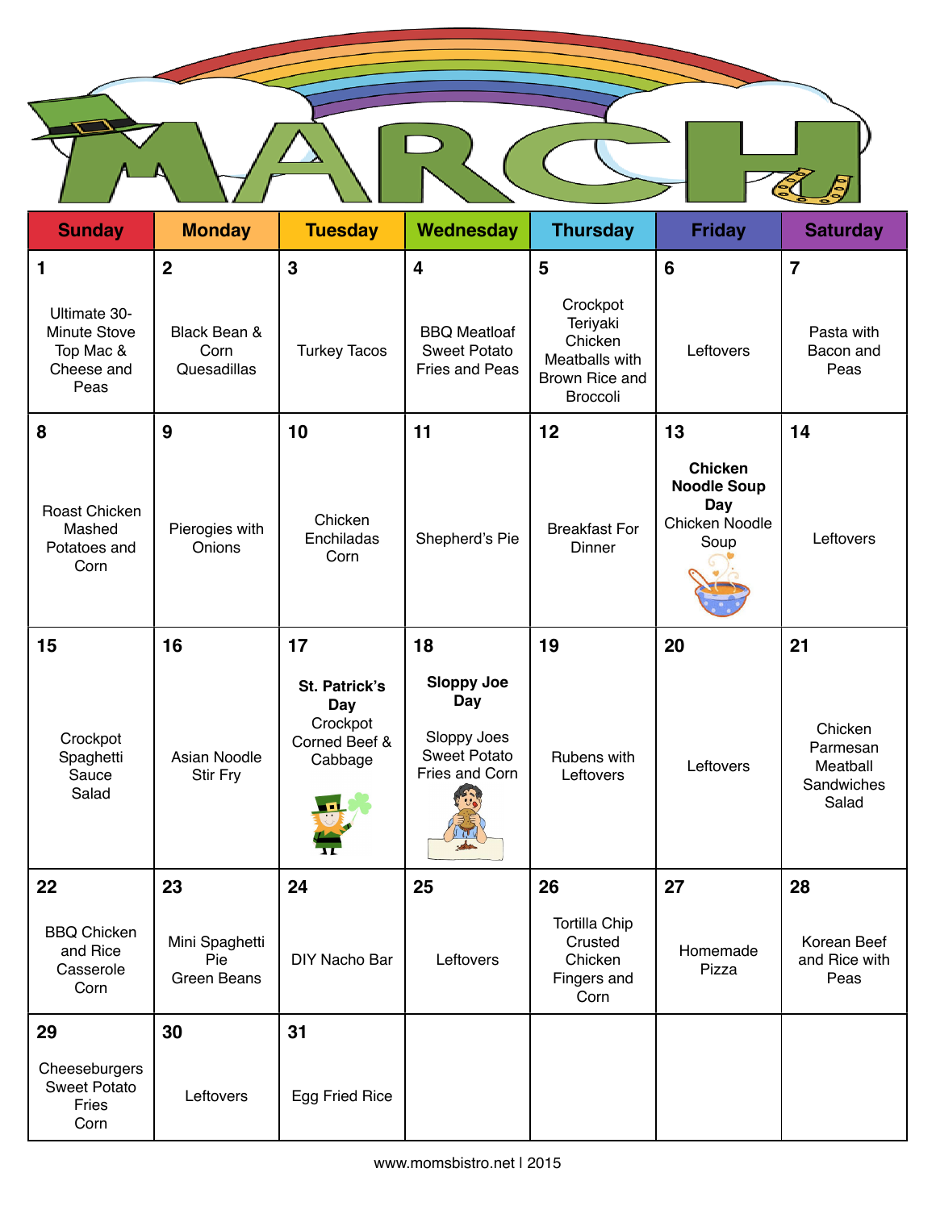# MARCH

| Sunday | Monday | Tuesday | Wednesday | Thursday | Friday | Saturday |
|---|---|---|---|---|---|---|
| **1** Ultimate 30-Minute Stove Top Mac & Cheese and Peas | **2** Black Bean & Corn Quesadillas | **3** Turkey Tacos | **4** BBQ Meatloaf Sweet Potato Fries and Peas | **5** Crockpot Teriyaki Chicken Meatballs with Brown Rice and Broccoli | **6** Leftovers | **7** Pasta with Bacon and Peas |
| **8** Roast Chicken Mashed Potatoes and Corn | **9** Pierogies with Onions | **10** Chicken Enchiladas Corn | **11** Shepherd's Pie | **12** Breakfast For Dinner | **13** **Chicken Noodle Soup Day** Chicken Noodle Soup | **14** Leftovers |
| **15** Crockpot Spaghetti Sauce Salad | **16** Asian Noodle Stir Fry | **17** **St. Patrick's Day** Crockpot Corned Beef & Cabbage | **18** **Sloppy Joe Day** Sloppy Joes Sweet Potato Fries and Corn | **19** Rubens with Leftovers | **20** Leftovers | **21** Chicken Parmesan Meatball Sandwiches Salad |
| **22** BBQ Chicken and Rice Casserole Corn | **23** Mini Spaghetti Pie Green Beans | **24** DIY Nacho Bar | **25** Leftovers | **26** Tortilla Chip Crusted Chicken Fingers and Corn | **27** Homemade Pizza | **28** Korean Beef and Rice with Peas |
| **29** Cheeseburgers Sweet Potato Fries Corn | **30** Leftovers | **31** Egg Fried Rice | | | | |

www.momsbistro.net | 2015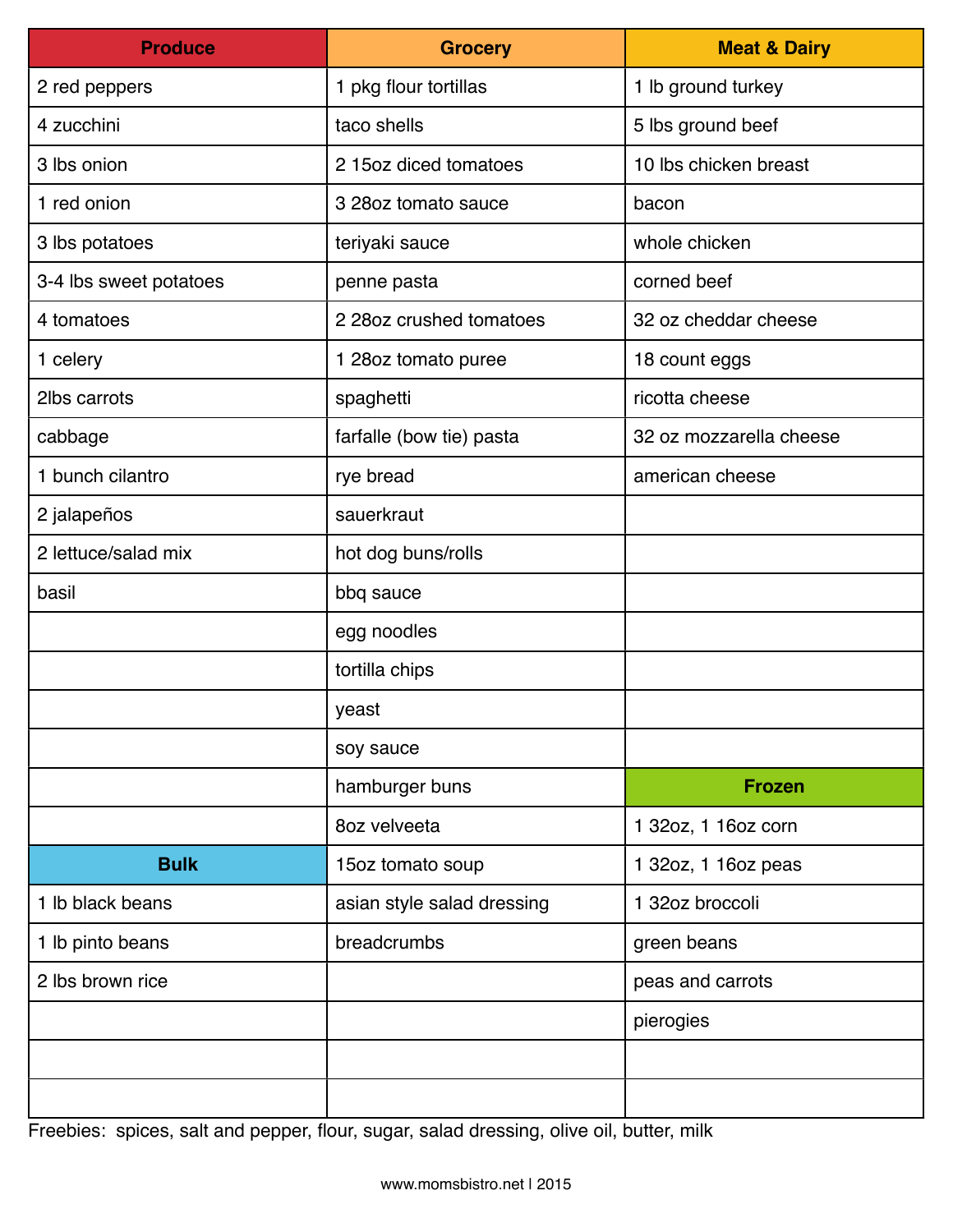| Produce | Grocery | Meat & Dairy |
|---|---|---|
| 2 red peppers | 1 pkg flour tortillas | 1 lb ground turkey |
| 4 zucchini | taco shells | 5 lbs ground beef |
| 3 lbs onion | 2 15oz diced tomatoes | 10 lbs chicken breast |
| 1 red onion | 3 28oz tomato sauce | bacon |
| 3 lbs potatoes | teriyaki sauce | whole chicken |
| 3-4 lbs sweet potatoes | penne pasta | corned beef |
| 4 tomatoes | 2 28oz crushed tomatoes | 32 oz cheddar cheese |
| 1 celery | 1 28oz tomato puree | 18 count eggs |
| 2lbs carrots | spaghetti | ricotta cheese |
| cabbage | farfalle (bow tie) pasta | 32 oz mozzarella cheese |
| 1 bunch cilantro | rye bread | american cheese |
| 2 jalapeños | sauerkraut | |
| 2 lettuce/salad mix | hot dog buns/rolls | |
| basil | bbq sauce | |
| | egg noodles | |
| | tortilla chips | |
| | yeast | |
| | soy sauce | |
| | hamburger buns | **Frozen** |
| | 8oz velveeta | 1 32oz, 1 16oz corn |
| **Bulk** | 15oz tomato soup | 1 32oz, 1 16oz peas |
| 1 lb black beans | asian style salad dressing | 1 32oz broccoli |
| 1 lb pinto beans | breadcrumbs | green beans |
| 2 lbs brown rice | | peas and carrots |
| | | pierogies |
| | | |
| | | |

Freebies: spices, salt and pepper, flour, sugar, salad dressing, olive oil, butter, milk